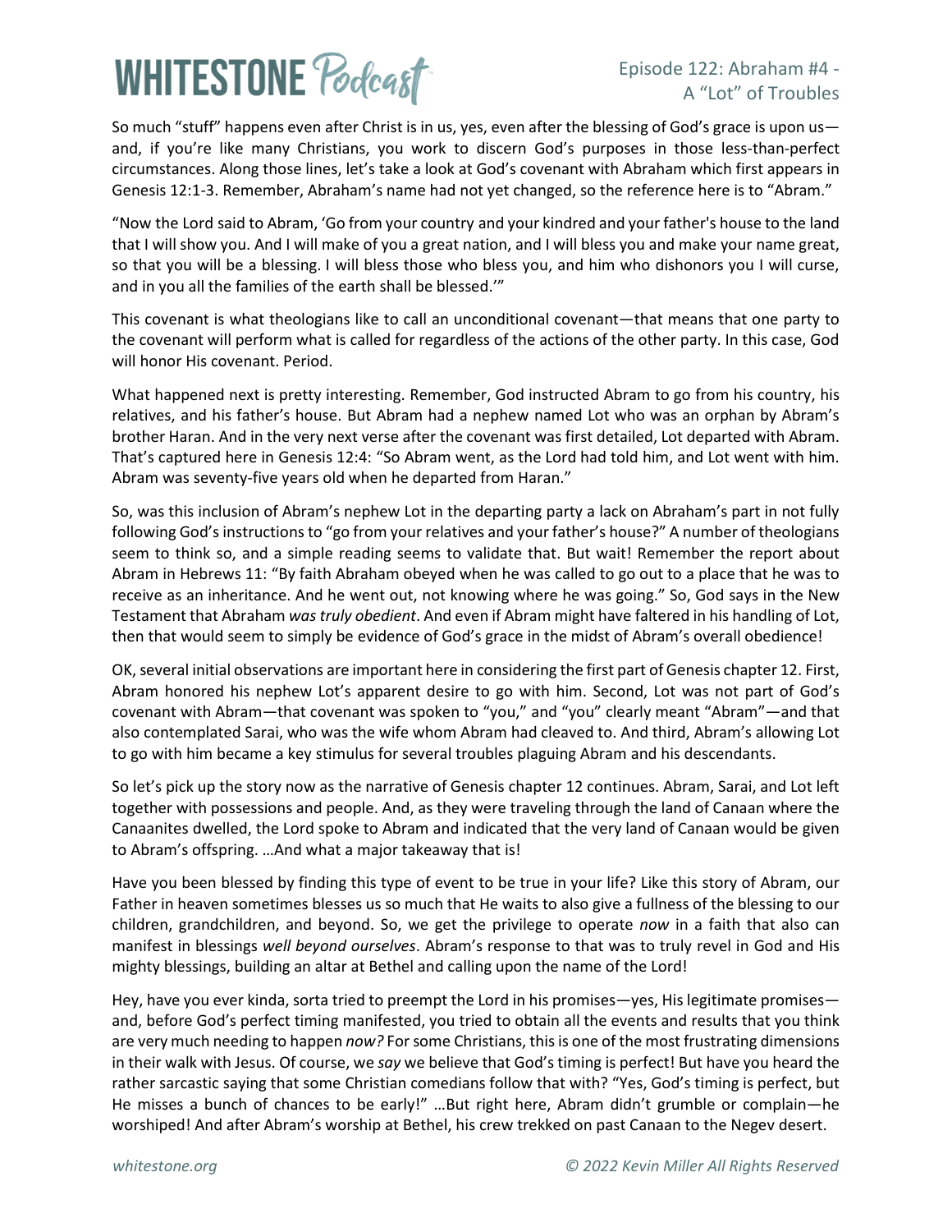So much "stuff" happens even after Christ is in us, yes, even after the blessing of God's grace is upon us—and, if you're like many Christians, you work to discern God's purposes in those less-than-perfect circumstances. Along those lines, let's take a look at God's covenant with Abraham which first appears in Genesis 12:1-3. Remember, Abraham's name had not yet changed, so the reference here is to "Abram."

"Now the Lord said to Abram, 'Go from your country and your kindred and your father's house to the land that I will show you. And I will make of you a great nation, and I will bless you and make your name great, so that you will be a blessing. I will bless those who bless you, and him who dishonors you I will curse, and in you all the families of the earth shall be blessed.'"

This covenant is what theologians like to call an unconditional covenant—that means that one party to the covenant will perform what is called for regardless of the actions of the other party. In this case, God will honor His covenant. Period.

What happened next is pretty interesting. Remember, God instructed Abram to go from his country, his relatives, and his father's house. But Abram had a nephew named Lot who was an orphan by Abram's brother Haran. And in the very next verse after the covenant was first detailed, Lot departed with Abram. That's captured here in Genesis 12:4: "So Abram went, as the Lord had told him, and Lot went with him. Abram was seventy-five years old when he departed from Haran."

So, was this inclusion of Abram's nephew Lot in the departing party a lack on Abraham's part in not fully following God's instructions to "go from your relatives and your father's house?" A number of theologians seem to think so, and a simple reading seems to validate that. But wait! Remember the report about Abram in Hebrews 11: "By faith Abraham obeyed when he was called to go out to a place that he was to receive as an inheritance. And he went out, not knowing where he was going." So, God says in the New Testament that Abraham *was truly obedient*. And even if Abram might have faltered in his handling of Lot, then that would seem to simply be evidence of God's grace in the midst of Abram's overall obedience!

OK, several initial observations are important here in considering the first part of Genesis chapter 12. First, Abram honored his nephew Lot's apparent desire to go with him. Second, Lot was not part of God's covenant with Abram—that covenant was spoken to "you," and "you" clearly meant "Abram"—and that also contemplated Sarai, who was the wife whom Abram had cleaved to. And third, Abram's allowing Lot to go with him became a key stimulus for several troubles plaguing Abram and his descendants.

So let's pick up the story now as the narrative of Genesis chapter 12 continues. Abram, Sarai, and Lot left together with possessions and people. And, as they were traveling through the land of Canaan where the Canaanites dwelled, the Lord spoke to Abram and indicated that the very land of Canaan would be given to Abram's offspring. …And what a major takeaway that is!

Have you been blessed by finding this type of event to be true in your life? Like this story of Abram, our Father in heaven sometimes blesses us so much that He waits to also give a fullness of the blessing to our children, grandchildren, and beyond. So, we get the privilege to operate *now* in a faith that also can manifest in blessings *well beyond ourselves*. Abram's response to that was to truly revel in God and His mighty blessings, building an altar at Bethel and calling upon the name of the Lord!

Hey, have you ever kinda, sorta tried to preempt the Lord in his promises—yes, His legitimate promises—and, before God's perfect timing manifested, you tried to obtain all the events and results that you think are very much needing to happen *now?* For some Christians, this is one of the most frustrating dimensions in their walk with Jesus. Of course, we *say* we believe that God's timing is perfect! But have you heard the rather sarcastic saying that some Christian comedians follow that with? "Yes, God's timing is perfect, but He misses a bunch of chances to be early!" …But right here, Abram didn't grumble or complain—he worshiped! And after Abram's worship at Bethel, his crew trekked on past Canaan to the Negev desert.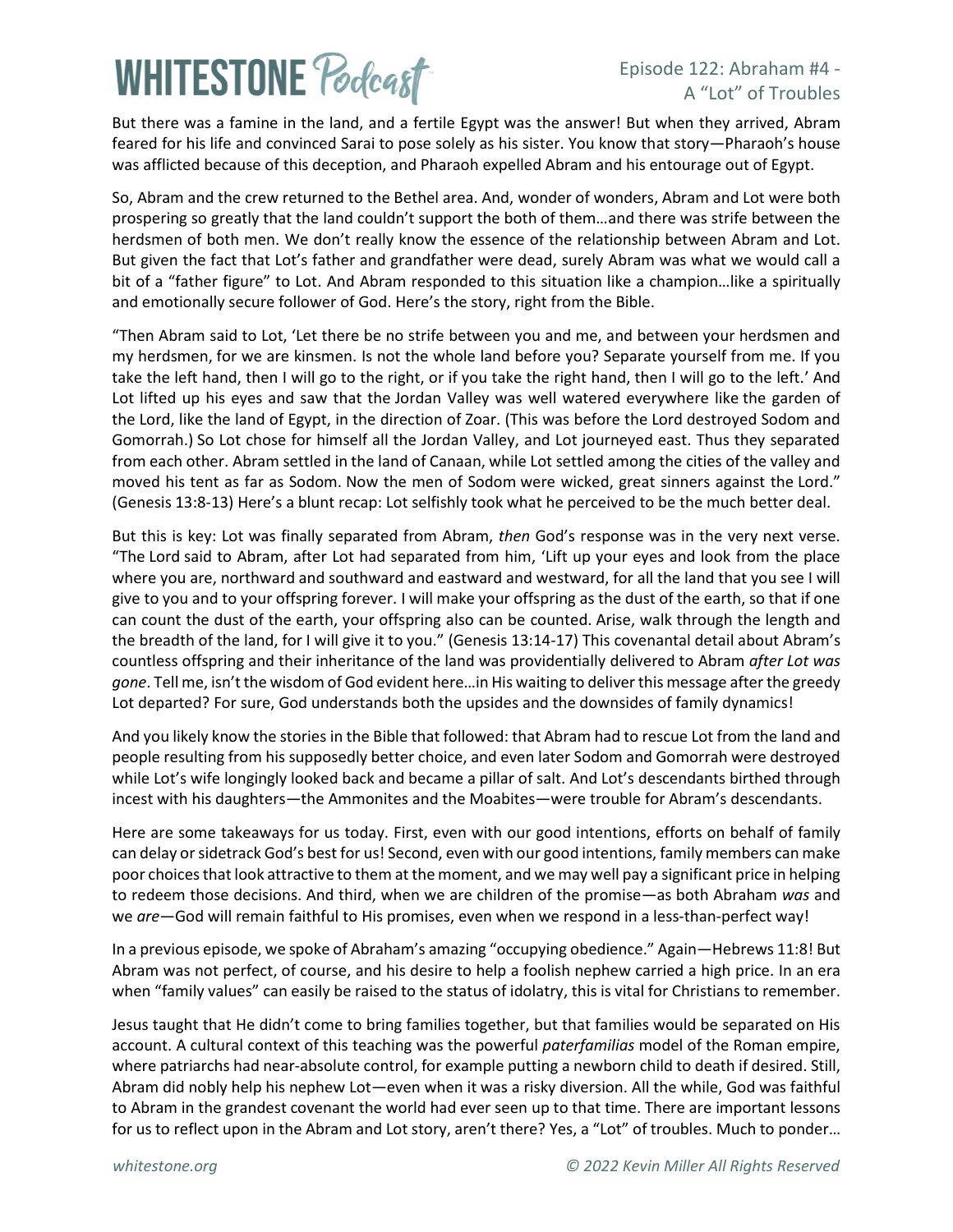But there was a famine in the land, and a fertile Egypt was the answer! But when they arrived, Abram feared for his life and convinced Sarai to pose solely as his sister. You know that story—Pharaoh's house was afflicted because of this deception, and Pharaoh expelled Abram and his entourage out of Egypt.

So, Abram and the crew returned to the Bethel area. And, wonder of wonders, Abram and Lot were both prospering so greatly that the land couldn't support the both of them…and there was strife between the herdsmen of both men. We don't really know the essence of the relationship between Abram and Lot. But given the fact that Lot's father and grandfather were dead, surely Abram was what we would call a bit of a "father figure" to Lot. And Abram responded to this situation like a champion…like a spiritually and emotionally secure follower of God. Here's the story, right from the Bible.

"Then Abram said to Lot, 'Let there be no strife between you and me, and between your herdsmen and my herdsmen, for we are kinsmen. Is not the whole land before you? Separate yourself from me. If you take the left hand, then I will go to the right, or if you take the right hand, then I will go to the left.' And Lot lifted up his eyes and saw that the Jordan Valley was well watered everywhere like the garden of the Lord, like the land of Egypt, in the direction of Zoar. (This was before the Lord destroyed Sodom and Gomorrah.) So Lot chose for himself all the Jordan Valley, and Lot journeyed east. Thus they separated from each other. Abram settled in the land of Canaan, while Lot settled among the cities of the valley and moved his tent as far as Sodom. Now the men of Sodom were wicked, great sinners against the Lord." (Genesis 13:8-13) Here's a blunt recap: Lot selfishly took what he perceived to be the much better deal.

But this is key: Lot was finally separated from Abram, *then* God's response was in the very next verse. "The Lord said to Abram, after Lot had separated from him, 'Lift up your eyes and look from the place where you are, northward and southward and eastward and westward, for all the land that you see I will give to you and to your offspring forever. I will make your offspring as the dust of the earth, so that if one can count the dust of the earth, your offspring also can be counted. Arise, walk through the length and the breadth of the land, for I will give it to you." (Genesis 13:14-17) This covenantal detail about Abram's countless offspring and their inheritance of the land was providentially delivered to Abram *after Lot was gone*. Tell me, isn't the wisdom of God evident here…in His waiting to deliver this message after the greedy Lot departed? For sure, God understands both the upsides and the downsides of family dynamics!

And you likely know the stories in the Bible that followed: that Abram had to rescue Lot from the land and people resulting from his supposedly better choice, and even later Sodom and Gomorrah were destroyed while Lot's wife longingly looked back and became a pillar of salt. And Lot's descendants birthed through incest with his daughters—the Ammonites and the Moabites—were trouble for Abram's descendants.

Here are some takeaways for us today. First, even with our good intentions, efforts on behalf of family can delay or sidetrack God's best for us! Second, even with our good intentions, family members can make poor choices that look attractive to them at the moment, and we may well pay a significant price in helping to redeem those decisions. And third, when we are children of the promise—as both Abraham *was* and we *are*—God will remain faithful to His promises, even when we respond in a less-than-perfect way!

In a previous episode, we spoke of Abraham's amazing "occupying obedience." Again—Hebrews 11:8! But Abram was not perfect, of course, and his desire to help a foolish nephew carried a high price. In an era when "family values" can easily be raised to the status of idolatry, this is vital for Christians to remember.

Jesus taught that He didn't come to bring families together, but that families would be separated on His account. A cultural context of this teaching was the powerful *paterfamilias* model of the Roman empire, where patriarchs had near-absolute control, for example putting a newborn child to death if desired. Still, Abram did nobly help his nephew Lot—even when it was a risky diversion. All the while, God was faithful to Abram in the grandest covenant the world had ever seen up to that time. There are important lessons for us to reflect upon in the Abram and Lot story, aren't there? Yes, a "Lot" of troubles. Much to ponder…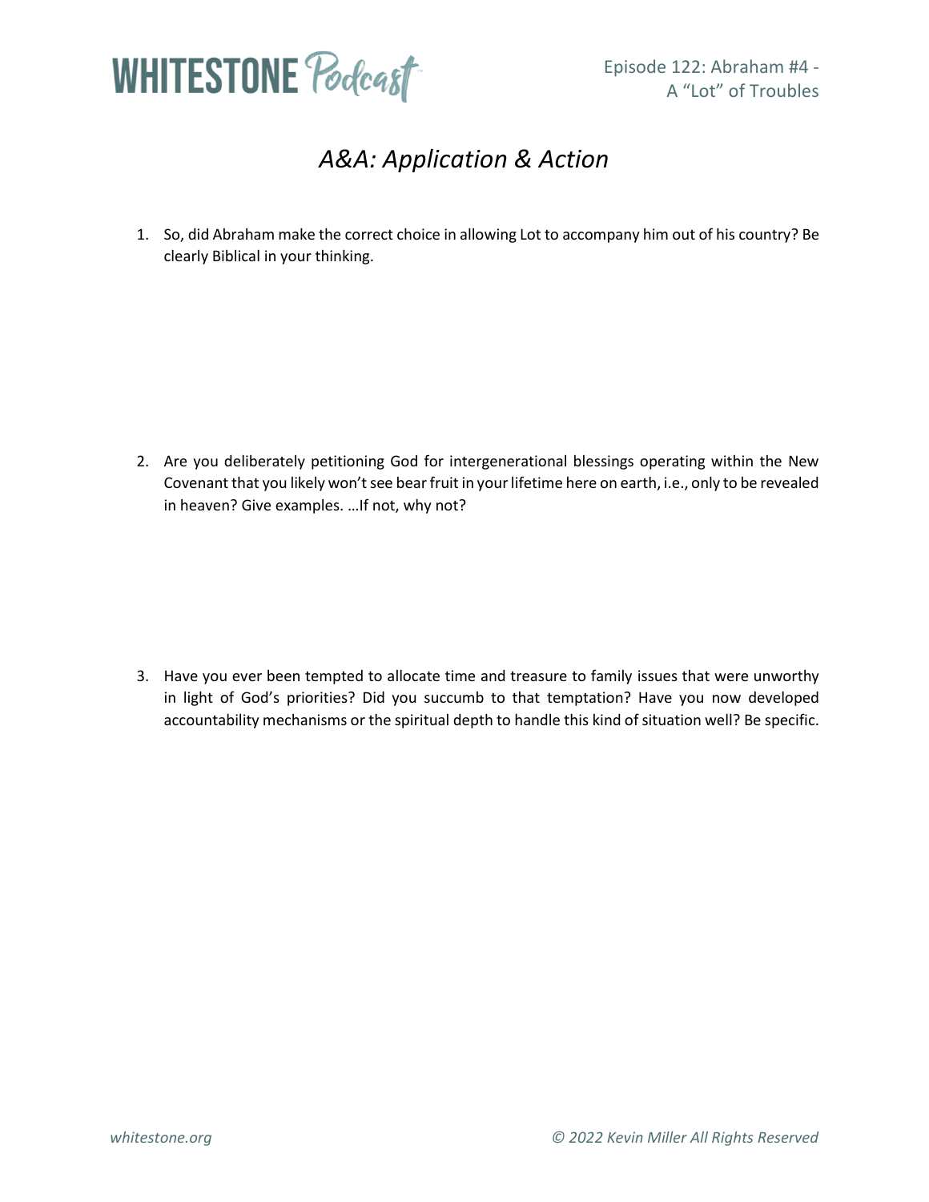# A&A: Application & Action

1. So, did Abraham make the correct choice in allowing Lot to accompany him out of his country? Be clearly Biblical in your thinking.

2. Are you deliberately petitioning God for intergenerational blessings operating within the New Covenant that you likely won't see bear fruit in your lifetime here on earth, i.e., only to be revealed in heaven? Give examples. …If not, why not?

3. Have you ever been tempted to allocate time and treasure to family issues that were unworthy in light of God's priorities? Did you succumb to that temptation? Have you now developed accountability mechanisms or the spiritual depth to handle this kind of situation well? Be specific.